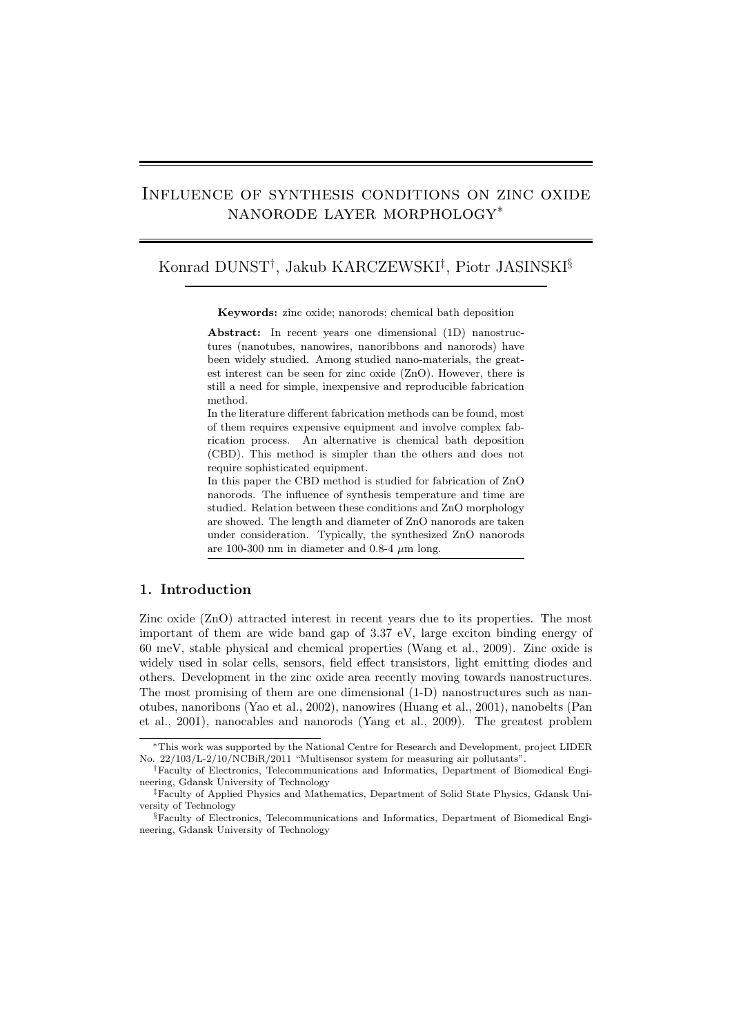# Influence of synthesis conditions on zinc oxide nanorode layer morphology[*]

Konrad DUNST[†], Jakub KARCZEWSKI[‡], Piotr JASINSKI[§]

**Keywords:** zinc oxide; nanorods; chemical bath deposition

**Abstract:** In recent years one dimensional (1D) nanostructures (nanotubes, nanowires, nanoribbons and nanorods) have been widely studied. Among studied nano-materials, the greatest interest can be seen for zinc oxide (ZnO). However, there is still a need for simple, inexpensive and reproducible fabrication method.

In the literature different fabrication methods can be found, most of them requires expensive equipment and involve complex fabrication process. An alternative is chemical bath deposition (CBD). This method is simpler than the others and does not require sophisticated equipment.

In this paper the CBD method is studied for fabrication of ZnO nanorods. The influence of synthesis temperature and time are studied. Relation between these conditions and ZnO morphology are showed. The length and diameter of ZnO nanorods are taken under consideration. Typically, the synthesized ZnO nanorods are 100-300 nm in diameter and 0.8-4 $\mu$m long.

## 1. Introduction

Zinc oxide (ZnO) attracted interest in recent years due to its properties. The most important of them are wide band gap of 3.37 eV, large exciton binding energy of 60 meV, stable physical and chemical properties (Wang et al., 2009). Zinc oxide is widely used in solar cells, sensors, field effect transistors, light emitting diodes and others. Development in the zinc oxide area recently moving towards nanostructures. The most promising of them are one dimensional (1-D) nanostructures such as nanotubes, nanoribons (Yao et al., 2002), nanowires (Huang et al., 2001), nanobelts (Pan et al., 2001), nanocables and nanorods (Yang et al., 2009). The greatest problem

---

[*] This work was supported by the National Centre for Research and Development, project LIDER No. 22/103/L-2/10/NCBiR/2011 "Multisensor system for measuring air pollutants".

[†] Faculty of Electronics, Telecommunications and Informatics, Department of Biomedical Engineering, Gdansk University of Technology

[‡] Faculty of Applied Physics and Mathematics, Department of Solid State Physics, Gdansk University of Technology

[§] Faculty of Electronics, Telecommunications and Informatics, Department of Biomedical Engineering, Gdansk University of Technology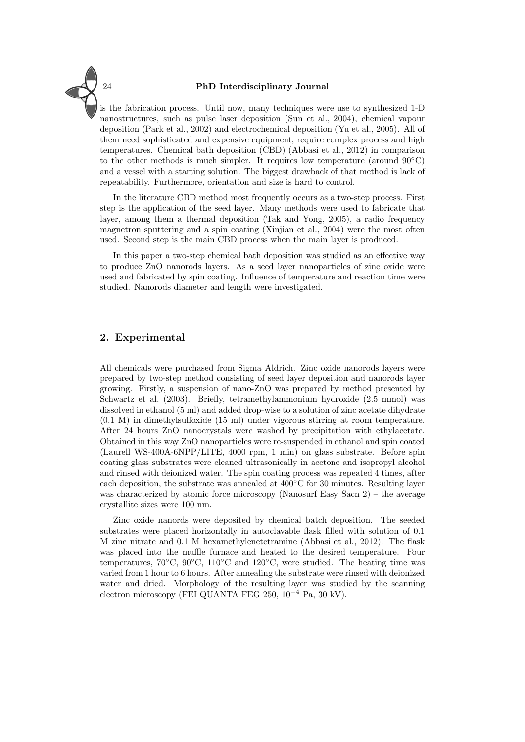is the fabrication process. Until now, many techniques were use to synthesized 1-D nanostructures, such as pulse laser deposition (Sun et al., 2004), chemical vapour deposition (Park et al., 2002) and electrochemical deposition (Yu et al., 2005). All of them need sophisticated and expensive equipment, require complex process and high temperatures. Chemical bath deposition (CBD) (Abbasi et al., 2012) in comparison to the other methods is much simpler. It requires low temperature (around 90°C) and a vessel with a starting solution. The biggest drawback of that method is lack of repeatability. Furthermore, orientation and size is hard to control.

In the literature CBD method most frequently occurs as a two-step process. First step is the application of the seed layer. Many methods were used to fabricate that layer, among them a thermal deposition (Tak and Yong, 2005), a radio frequency magnetron sputtering and a spin coating (Xinjian et al., 2004) were the most often used. Second step is the main CBD process when the main layer is produced.

In this paper a two-step chemical bath deposition was studied as an effective way to produce ZnO nanorods layers. As a seed layer nanoparticles of zinc oxide were used and fabricated by spin coating. Influence of temperature and reaction time were studied. Nanorods diameter and length were investigated.

## 2. Experimental

All chemicals were purchased from Sigma Aldrich. Zinc oxide nanorods layers were prepared by two-step method consisting of seed layer deposition and nanorods layer growing. Firstly, a suspension of nano-ZnO was prepared by method presented by Schwartz et al. (2003). Briefly, tetramethylammonium hydroxide (2.5 mmol) was dissolved in ethanol (5 ml) and added drop-wise to a solution of zinc acetate dihydrate (0.1 M) in dimethylsulfoxide (15 ml) under vigorous stirring at room temperature. After 24 hours ZnO nanocrystals were washed by precipitation with ethylacetate. Obtained in this way ZnO nanoparticles were re-suspended in ethanol and spin coated (Laurell WS-400A-6NPP/LITE, 4000 rpm, 1 min) on glass substrate. Before spin coating glass substrates were cleaned ultrasonically in acetone and isopropyl alcohol and rinsed with deionized water. The spin coating process was repeated 4 times, after each deposition, the substrate was annealed at 400°C for 30 minutes. Resulting layer was characterized by atomic force microscopy (Nanosurf Easy Sacn 2) – the average crystallite sizes were 100 nm.

Zinc oxide nanords were deposited by chemical batch deposition. The seeded substrates were placed horizontally in autoclavable flask filled with solution of 0.1 M zinc nitrate and 0.1 M hexamethylenetetramine (Abbasi et al., 2012). The flask was placed into the muffle furnace and heated to the desired temperature. Four temperatures, 70°C, 90°C, 110°C and 120°C, were studied. The heating time was varied from 1 hour to 6 hours. After annealing the substrate were rinsed with deionized water and dried. Morphology of the resulting layer was studied by the scanning electron microscopy (FEI QUANTA FEG 250, $10^{-4}$ Pa, 30 kV).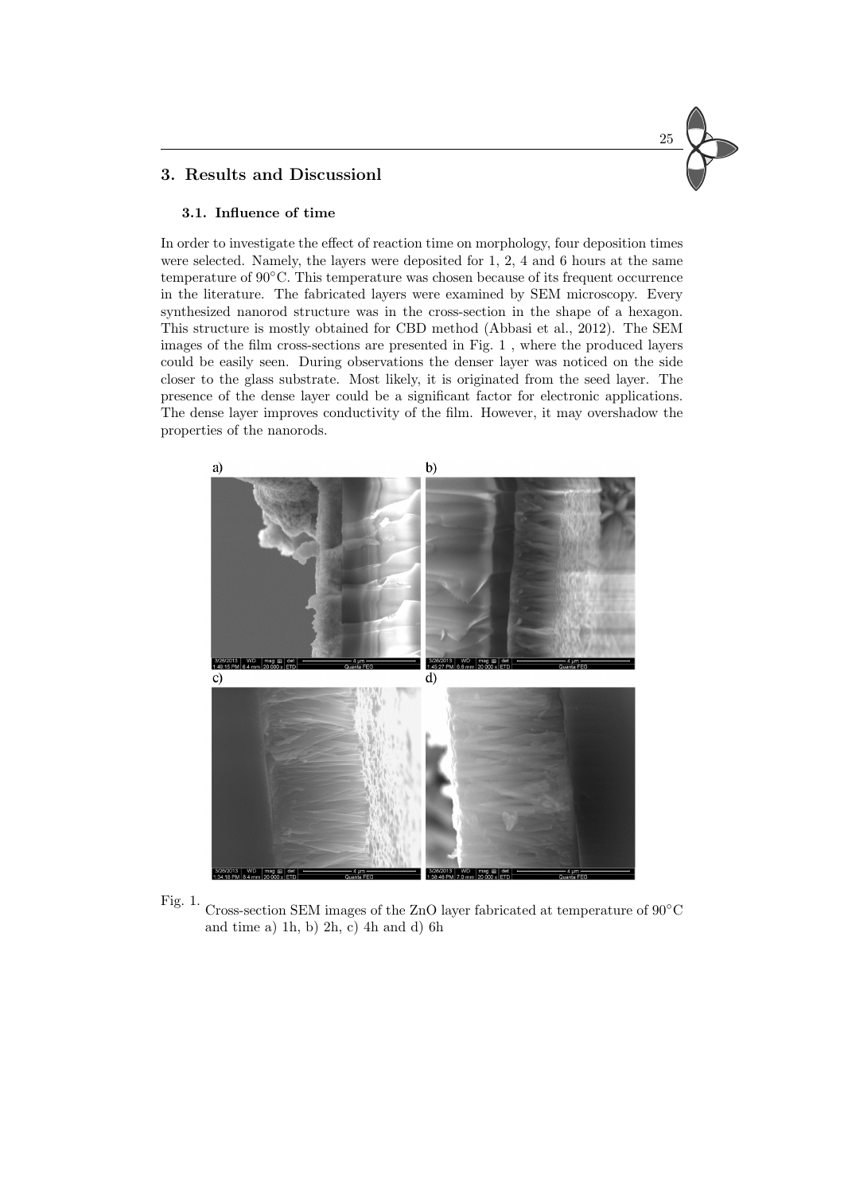## 3. Results and Discussionl

### 3.1. Influence of time

In order to investigate the effect of reaction time on morphology, four deposition times were selected. Namely, the layers were deposited for 1, 2, 4 and 6 hours at the same temperature of 90°C. This temperature was chosen because of its frequent occurrence in the literature. The fabricated layers were examined by SEM microscopy. Every synthesized nanorod structure was in the cross-section in the shape of a hexagon. This structure is mostly obtained for CBD method (Abbasi et al., 2012). The SEM images of the film cross-sections are presented in Fig. 1 , where the produced layers could be easily seen. During observations the denser layer was noticed on the side closer to the glass substrate. Most likely, it is originated from the seed layer. The presence of the dense layer could be a significant factor for electronic applications. The dense layer improves conductivity of the film. However, it may overshadow the properties of the nanorods.

Fig. 1. Cross-section SEM images of the ZnO layer fabricated at temperature of 90°C and time a) 1h, b) 2h, c) 4h and d) 6h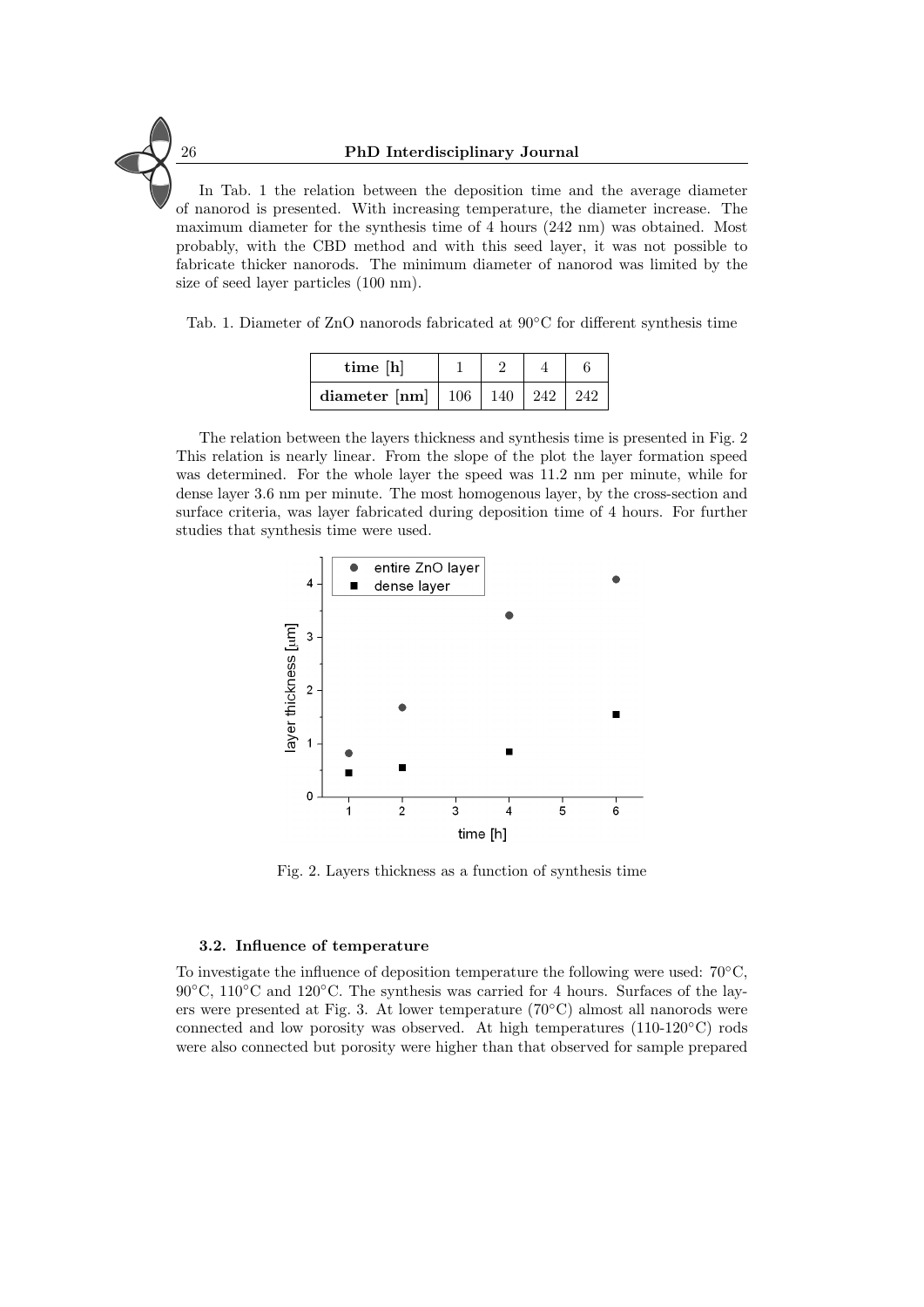In Tab. 1 the relation between the deposition time and the average diameter of nanorod is presented. With increasing temperature, the diameter increase. The maximum diameter for the synthesis time of 4 hours (242 nm) was obtained. Most probably, with the CBD method and with this seed layer, it was not possible to fabricate thicker nanorods. The minimum diameter of nanorod was limited by the size of seed layer particles (100 nm).

Tab. 1. Diameter of ZnO nanorods fabricated at 90°C for different synthesis time

| **time [h]** | 1 | 2 | 4 | 6 |
|---|---|---|---|---|
| **diameter [nm]** | 106 | 140 | 242 | 242 |

The relation between the layers thickness and synthesis time is presented in Fig. 2 This relation is nearly linear. From the slope of the plot the layer formation speed was determined. For the whole layer the speed was 11.2 nm per minute, while for dense layer 3.6 nm per minute. The most homogenous layer, by the cross-section and surface criteria, was layer fabricated during deposition time of 4 hours. For further studies that synthesis time were used.

Fig. 2. Layers thickness as a function of synthesis time

### 3.2. Influence of temperature

To investigate the influence of deposition temperature the following were used: 70°C, 90°C, 110°C and 120°C. The synthesis was carried for 4 hours. Surfaces of the layers were presented at Fig. 3. At lower temperature (70°C) almost all nanorods were connected and low porosity was observed. At high temperatures (110-120°C) rods were also connected but porosity were higher than that observed for sample prepared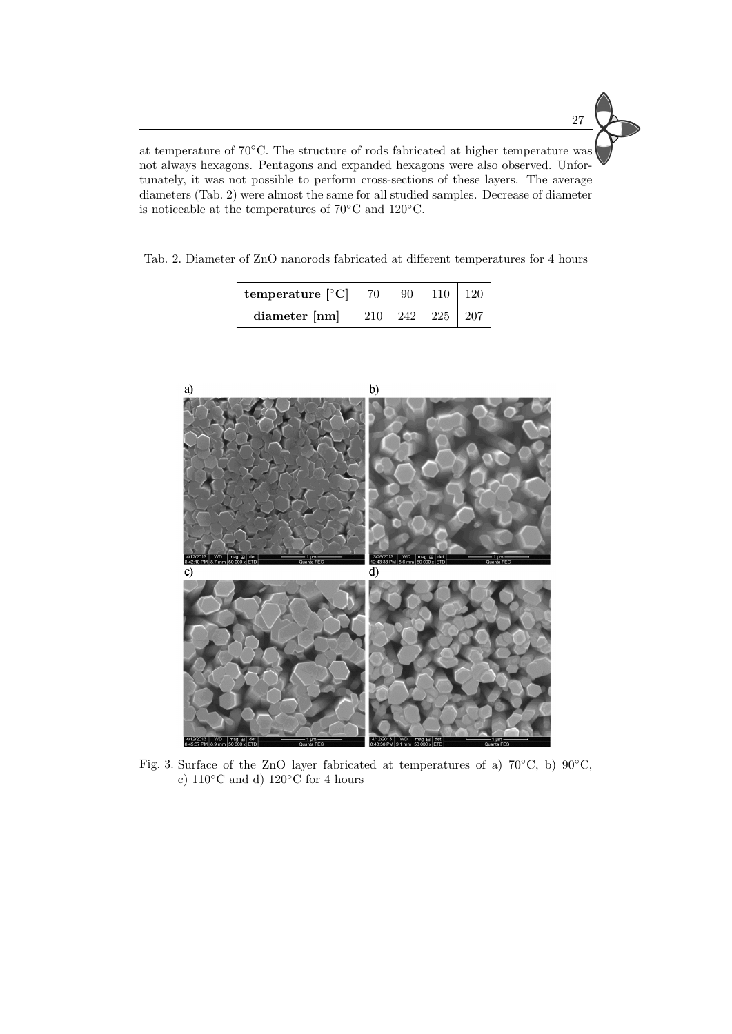at temperature of 70°C. The structure of rods fabricated at higher temperature was not always hexagons. Pentagons and expanded hexagons were also observed. Unfortunately, it was not possible to perform cross-sections of these layers. The average diameters (Tab. 2) were almost the same for all studied samples. Decrease of diameter is noticeable at the temperatures of 70°C and 120°C.

Tab. 2. Diameter of ZnO nanorods fabricated at different temperatures for 4 hours

| **temperature [°C]** | 70 | 90 | 110 | 120 |
|---|---|---|---|---|
| **diameter [nm]** | 210 | 242 | 225 | 207 |

Fig. 3. Surface of the ZnO layer fabricated at temperatures of a) 70°C, b) 90°C, c) 110°C and d) 120°C for 4 hours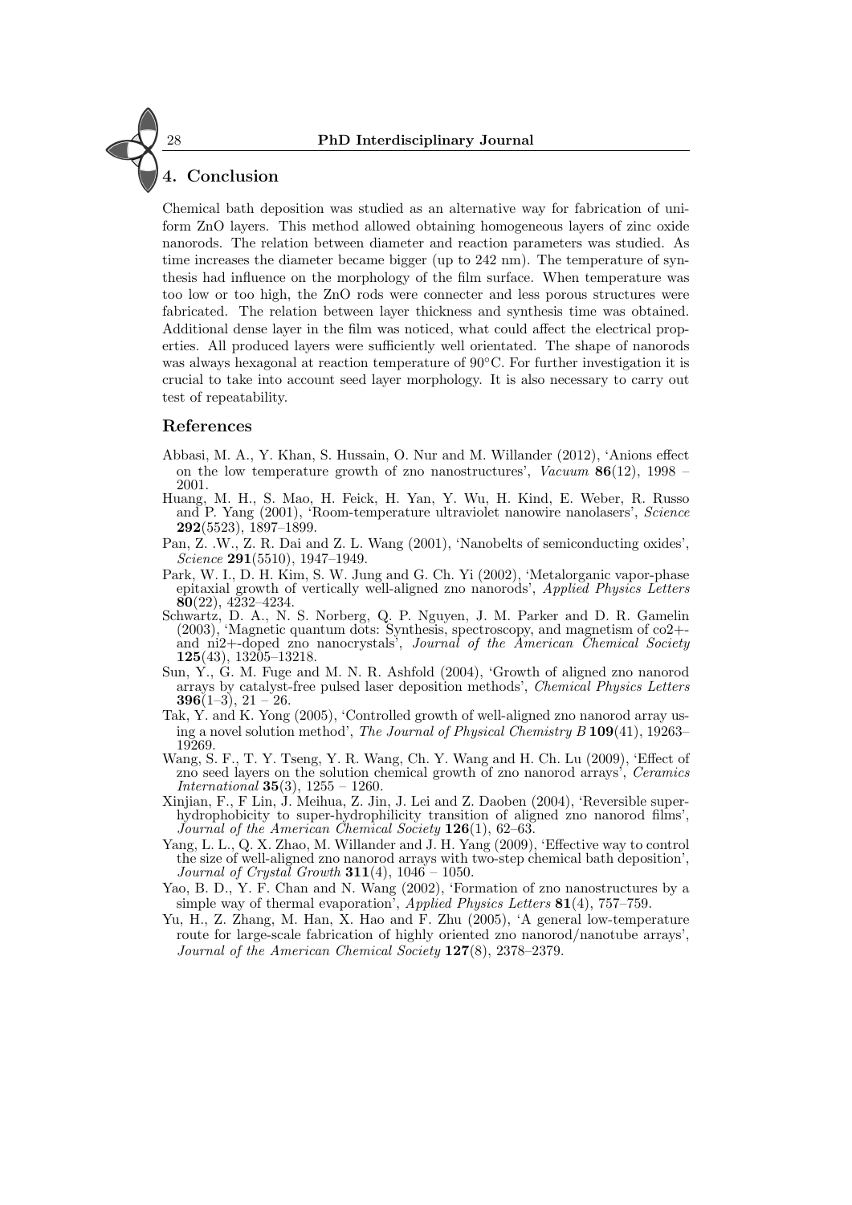## 4. Conclusion

Chemical bath deposition was studied as an alternative way for fabrication of uniform ZnO layers. This method allowed obtaining homogeneous layers of zinc oxide nanorods. The relation between diameter and reaction parameters was studied. As time increases the diameter became bigger (up to 242 nm). The temperature of synthesis had influence on the morphology of the film surface. When temperature was too low or too high, the ZnO rods were connecter and less porous structures were fabricated. The relation between layer thickness and synthesis time was obtained. Additional dense layer in the film was noticed, what could affect the electrical properties. All produced layers were sufficiently well orientated. The shape of nanorods was always hexagonal at reaction temperature of 90°C. For further investigation it is crucial to take into account seed layer morphology. It is also necessary to carry out test of repeatability.

### References

Abbasi, M. A., Y. Khan, S. Hussain, O. Nur and M. Willander (2012), 'Anions effect on the low temperature growth of zno nanostructures', *Vacuum* **86**(12), 1998 – 2001.

Huang, M. H., S. Mao, H. Feick, H. Yan, Y. Wu, H. Kind, E. Weber, R. Russo and P. Yang (2001), 'Room-temperature ultraviolet nanowire nanolasers', *Science* **292**(5523), 1897–1899.

Pan, Z. .W., Z. R. Dai and Z. L. Wang (2001), 'Nanobelts of semiconducting oxides', *Science* **291**(5510), 1947–1949.

Park, W. I., D. H. Kim, S. W. Jung and G. Ch. Yi (2002), 'Metalorganic vapor-phase epitaxial growth of vertically well-aligned zno nanorods', *Applied Physics Letters* **80**(22), 4232–4234.

Schwartz, D. A., N. S. Norberg, Q. P. Nguyen, J. M. Parker and D. R. Gamelin (2003), 'Magnetic quantum dots: Synthesis, spectroscopy, and magnetism of co2+- and ni2+-doped zno nanocrystals', *Journal of the American Chemical Society* **125**(43), 13205–13218.

Sun, Y., G. M. Fuge and M. N. R. Ashfold (2004), 'Growth of aligned zno nanorod arrays by catalyst-free pulsed laser deposition methods', *Chemical Physics Letters* **396**(1–3), 21 – 26.

Tak, Y. and K. Yong (2005), 'Controlled growth of well-aligned zno nanorod array using a novel solution method', *The Journal of Physical Chemistry B* **109**(41), 19263–19269.

Wang, S. F., T. Y. Tseng, Y. R. Wang, Ch. Y. Wang and H. Ch. Lu (2009), 'Effect of zno seed layers on the solution chemical growth of zno nanorod arrays', *Ceramics International* **35**(3), 1255 – 1260.

Xinjian, F., F Lin, J. Meihua, Z. Jin, J. Lei and Z. Daoben (2004), 'Reversible super-hydrophobicity to super-hydrophilicity transition of aligned zno nanorod films', *Journal of the American Chemical Society* **126**(1), 62–63.

Yang, L. L., Q. X. Zhao, M. Willander and J. H. Yang (2009), 'Effective way to control the size of well-aligned zno nanorod arrays with two-step chemical bath deposition', *Journal of Crystal Growth* **311**(4), 1046 – 1050.

Yao, B. D., Y. F. Chan and N. Wang (2002), 'Formation of zno nanostructures by a simple way of thermal evaporation', *Applied Physics Letters* **81**(4), 757–759.

Yu, H., Z. Zhang, M. Han, X. Hao and F. Zhu (2005), 'A general low-temperature route for large-scale fabrication of highly oriented zno nanorod/nanotube arrays', *Journal of the American Chemical Society* **127**(8), 2378–2379.